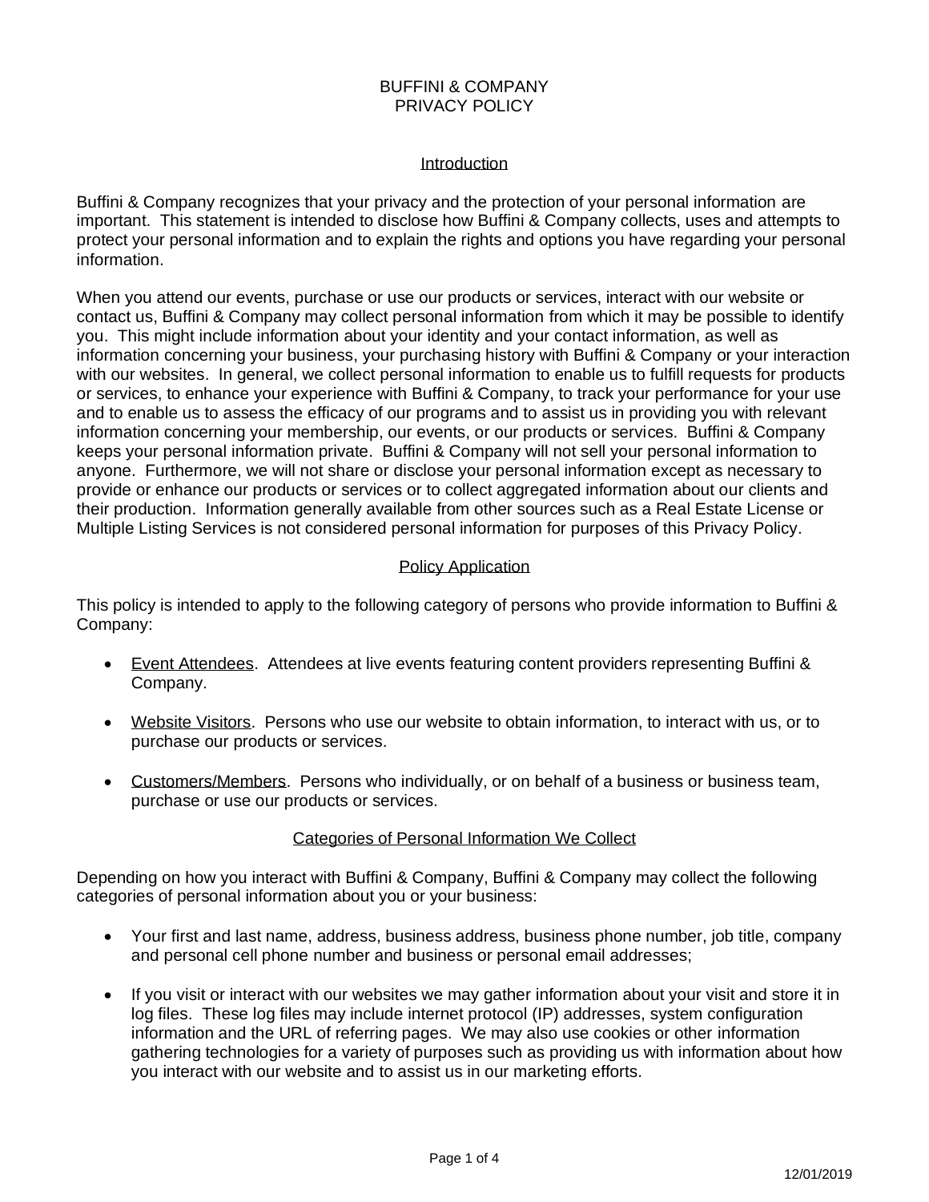# BUFFINI & COMPANY
# PRIVACY POLICY

## Introduction

Buffini & Company recognizes that your privacy and the protection of your personal information are important. This statement is intended to disclose how Buffini & Company collects, uses and attempts to protect your personal information and to explain the rights and options you have regarding your personal information.

When you attend our events, purchase or use our products or services, interact with our website or contact us, Buffini & Company may collect personal information from which it may be possible to identify you. This might include information about your identity and your contact information, as well as information concerning your business, your purchasing history with Buffini & Company or your interaction with our websites. In general, we collect personal information to enable us to fulfill requests for products or services, to enhance your experience with Buffini & Company, to track your performance for your use and to enable us to assess the efficacy of our programs and to assist us in providing you with relevant information concerning your membership, our events, or our products or services. Buffini & Company keeps your personal information private. Buffini & Company will not sell your personal information to anyone. Furthermore, we will not share or disclose your personal information except as necessary to provide or enhance our products or services or to collect aggregated information about our clients and their production. Information generally available from other sources such as a Real Estate License or Multiple Listing Services is not considered personal information for purposes of this Privacy Policy.

## Policy Application

This policy is intended to apply to the following category of persons who provide information to Buffini & Company:

- Event Attendees. Attendees at live events featuring content providers representing Buffini & Company.
- Website Visitors. Persons who use our website to obtain information, to interact with us, or to purchase our products or services.
- Customers/Members. Persons who individually, or on behalf of a business or business team, purchase or use our products or services.

## Categories of Personal Information We Collect

Depending on how you interact with Buffini & Company, Buffini & Company may collect the following categories of personal information about you or your business:

- Your first and last name, address, business address, business phone number, job title, company and personal cell phone number and business or personal email addresses;
- If you visit or interact with our websites we may gather information about your visit and store it in log files. These log files may include internet protocol (IP) addresses, system configuration information and the URL of referring pages. We may also use cookies or other information gathering technologies for a variety of purposes such as providing us with information about how you interact with our website and to assist us in our marketing efforts.

12/01/2019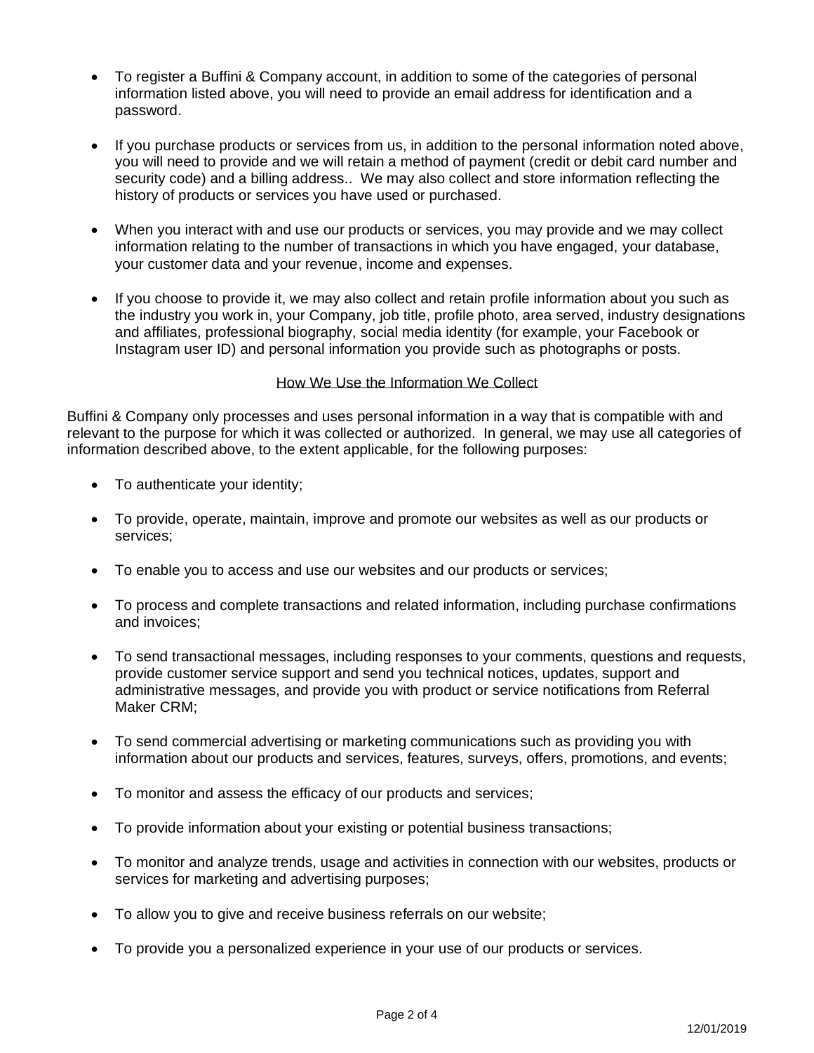- To register a Buffini & Company account, in addition to some of the categories of personal information listed above, you will need to provide an email address for identification and a password.

- If you purchase products or services from us, in addition to the personal information noted above, you will need to provide and we will retain a method of payment (credit or debit card number and security code) and a billing address.. We may also collect and store information reflecting the history of products or services you have used or purchased.

- When you interact with and use our products or services, you may provide and we may collect information relating to the number of transactions in which you have engaged, your database, your customer data and your revenue, income and expenses.

- If you choose to provide it, we may also collect and retain profile information about you such as the industry you work in, your Company, job title, profile photo, area served, industry designations and affiliates, professional biography, social media identity (for example, your Facebook or Instagram user ID) and personal information you provide such as photographs or posts.

## How We Use the Information We Collect

Buffini & Company only processes and uses personal information in a way that is compatible with and relevant to the purpose for which it was collected or authorized. In general, we may use all categories of information described above, to the extent applicable, for the following purposes:

- To authenticate your identity;

- To provide, operate, maintain, improve and promote our websites as well as our products or services;

- To enable you to access and use our websites and our products or services;

- To process and complete transactions and related information, including purchase confirmations and invoices;

- To send transactional messages, including responses to your comments, questions and requests, provide customer service support and send you technical notices, updates, support and administrative messages, and provide you with product or service notifications from Referral Maker CRM;

- To send commercial advertising or marketing communications such as providing you with information about our products and services, features, surveys, offers, promotions, and events;

- To monitor and assess the efficacy of our products and services;

- To provide information about your existing or potential business transactions;

- To monitor and analyze trends, usage and activities in connection with our websites, products or services for marketing and advertising purposes;

- To allow you to give and receive business referrals on our website;

- To provide you a personalized experience in your use of our products or services.

12/01/2019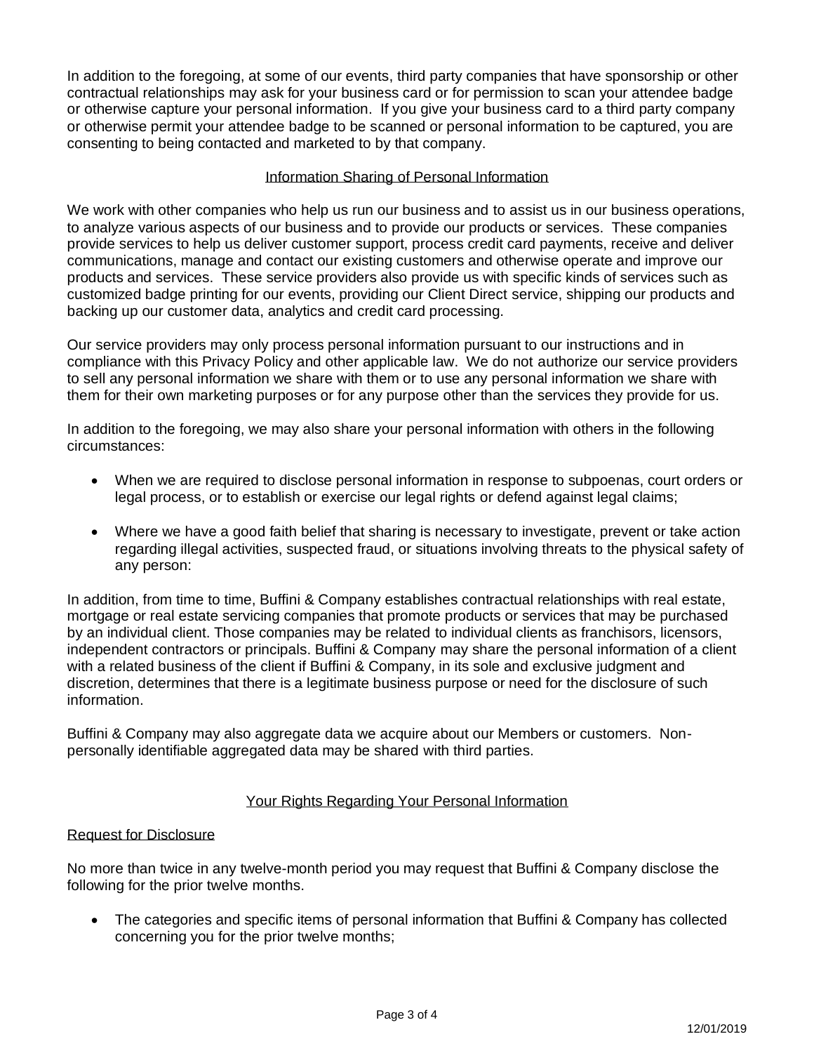In addition to the foregoing, at some of our events, third party companies that have sponsorship or other contractual relationships may ask for your business card or for permission to scan your attendee badge or otherwise capture your personal information. If you give your business card to a third party company or otherwise permit your attendee badge to be scanned or personal information to be captured, you are consenting to being contacted and marketed to by that company.

## Information Sharing of Personal Information

We work with other companies who help us run our business and to assist us in our business operations, to analyze various aspects of our business and to provide our products or services. These companies provide services to help us deliver customer support, process credit card payments, receive and deliver communications, manage and contact our existing customers and otherwise operate and improve our products and services. These service providers also provide us with specific kinds of services such as customized badge printing for our events, providing our Client Direct service, shipping our products and backing up our customer data, analytics and credit card processing.

Our service providers may only process personal information pursuant to our instructions and in compliance with this Privacy Policy and other applicable law. We do not authorize our service providers to sell any personal information we share with them or to use any personal information we share with them for their own marketing purposes or for any purpose other than the services they provide for us.

In addition to the foregoing, we may also share your personal information with others in the following circumstances:

- When we are required to disclose personal information in response to subpoenas, court orders or legal process, or to establish or exercise our legal rights or defend against legal claims;
- Where we have a good faith belief that sharing is necessary to investigate, prevent or take action regarding illegal activities, suspected fraud, or situations involving threats to the physical safety of any person:

In addition, from time to time, Buffini & Company establishes contractual relationships with real estate, mortgage or real estate servicing companies that promote products or services that may be purchased by an individual client. Those companies may be related to individual clients as franchisors, licensors, independent contractors or principals. Buffini & Company may share the personal information of a client with a related business of the client if Buffini & Company, in its sole and exclusive judgment and discretion, determines that there is a legitimate business purpose or need for the disclosure of such information.

Buffini & Company may also aggregate data we acquire about our Members or customers. Non-personally identifiable aggregated data may be shared with third parties.

## Your Rights Regarding Your Personal Information

### Request for Disclosure

No more than twice in any twelve-month period you may request that Buffini & Company disclose the following for the prior twelve months.

- The categories and specific items of personal information that Buffini & Company has collected concerning you for the prior twelve months;

12/01/2019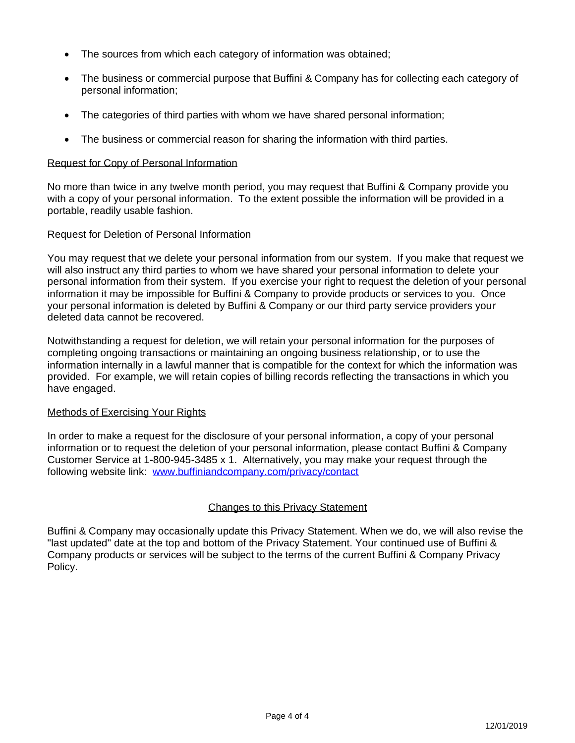- The sources from which each category of information was obtained;
- The business or commercial purpose that Buffini & Company has for collecting each category of personal information;
- The categories of third parties with whom we have shared personal information;
- The business or commercial reason for sharing the information with third parties.

### Request for Copy of Personal Information

No more than twice in any twelve month period, you may request that Buffini & Company provide you with a copy of your personal information. To the extent possible the information will be provided in a portable, readily usable fashion.

### Request for Deletion of Personal Information

You may request that we delete your personal information from our system. If you make that request we will also instruct any third parties to whom we have shared your personal information to delete your personal information from their system. If you exercise your right to request the deletion of your personal information it may be impossible for Buffini & Company to provide products or services to you. Once your personal information is deleted by Buffini & Company or our third party service providers your deleted data cannot be recovered.

Notwithstanding a request for deletion, we will retain your personal information for the purposes of completing ongoing transactions or maintaining an ongoing business relationship, or to use the information internally in a lawful manner that is compatible for the context for which the information was provided. For example, we will retain copies of billing records reflecting the transactions in which you have engaged.

### Methods of Exercising Your Rights

In order to make a request for the disclosure of your personal information, a copy of your personal information or to request the deletion of your personal information, please contact Buffini & Company Customer Service at 1-800-945-3485 x 1. Alternatively, you may make your request through the following website link: [www.buffiniandcompany.com/privacy/contact](www.buffiniandcompany.com/privacy/contact)

## Changes to this Privacy Statement

Buffini & Company may occasionally update this Privacy Statement. When we do, we will also revise the "last updated" date at the top and bottom of the Privacy Statement. Your continued use of Buffini & Company products or services will be subject to the terms of the current Buffini & Company Privacy Policy.

12/01/2019